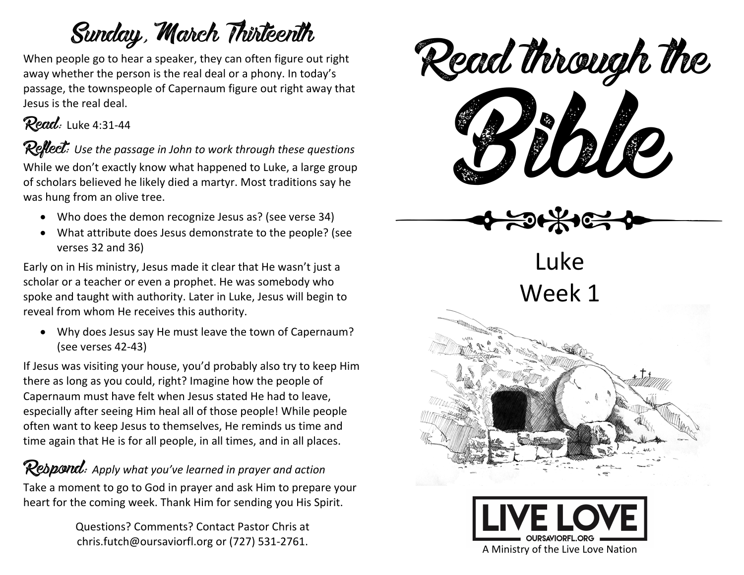## Sunday, March Thirteenth

When people go to hear a speaker, they can often figure out right away whether the person is the real deal or a phony. In today's passage, the townspeople of Capernaum figure out right away that Jesus is the real deal.

**Read:** Luke 4:31-44

**Reflect:** *Use the passage in John to work through these questions*

While we don't exactly know what happened to Luke, a large group of scholars believed he likely died a martyr. Most traditions say he was hung from an olive tree.

- Who does the demon recognize Jesus as? (see verse 34)
- What attribute does Jesus demonstrate to the people? (see verses 32 and 36)

Early on in His ministry, Jesus made it clear that He wasn't just a scholar or a teacher or even a prophet. He was somebody who spoke and taught with authority. Later in Luke, Jesus will begin to reveal from whom He receives this authority.

- Why does Jesus say He must leave the town of Capernaum? (see verses 42-43)

If Jesus was visiting your house, you'd probably also try to keep Him there as long as you could, right? Imagine how the people of Capernaum must have felt when Jesus stated He had to leave, especially after seeing Him heal all of those people! While people often want to keep Jesus to themselves, He reminds us time and time again that He is for all people, in all times, and in all places.

**Respond:** *Apply what you've learned in prayer and action*

Take a moment to go to God in prayer and ask Him to prepare your heart for the coming week. Thank Him for sending you His Spirit.

Questions? Comments? Contact Pastor Chris at chris.futch@oursaviorfl.org or (727) 531-2761.

# Read through the Bible

Luke
Week 1

LIVE LOVE
OURSAVIORFL.ORG
A Ministry of the Live Love Nation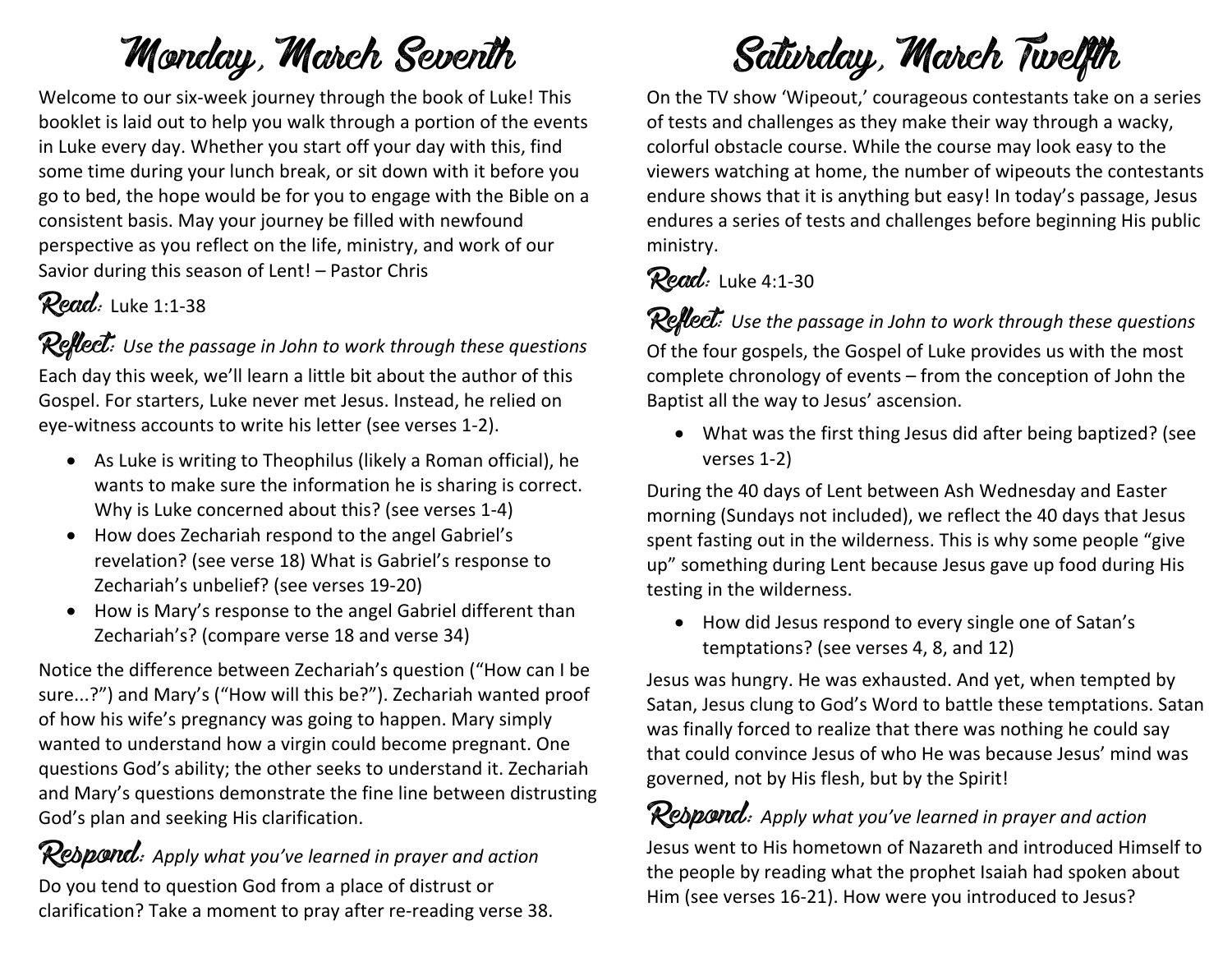# Monday, March Seventh

Welcome to our six-week journey through the book of Luke! This booklet is laid out to help you walk through a portion of the events in Luke every day. Whether you start off your day with this, find some time during your lunch break, or sit down with it before you go to bed, the hope would be for you to engage with the Bible on a consistent basis. May your journey be filled with newfound perspective as you reflect on the life, ministry, and work of our Savior during this season of Lent! – Pastor Chris

**Read:** Luke 1:1-38

**Reflect:** *Use the passage in John to work through these questions*

Each day this week, we'll learn a little bit about the author of this Gospel. For starters, Luke never met Jesus. Instead, he relied on eye-witness accounts to write his letter (see verses 1-2).

- As Luke is writing to Theophilus (likely a Roman official), he wants to make sure the information he is sharing is correct. Why is Luke concerned about this? (see verses 1-4)
- How does Zechariah respond to the angel Gabriel's revelation? (see verse 18) What is Gabriel's response to Zechariah's unbelief? (see verses 19-20)
- How is Mary's response to the angel Gabriel different than Zechariah's? (compare verse 18 and verse 34)

Notice the difference between Zechariah's question ("How can I be sure...?") and Mary's ("How will this be?"). Zechariah wanted proof of how his wife's pregnancy was going to happen. Mary simply wanted to understand how a virgin could become pregnant. One questions God's ability; the other seeks to understand it. Zechariah and Mary's questions demonstrate the fine line between distrusting God's plan and seeking His clarification.

**Respond:** *Apply what you've learned in prayer and action*

Do you tend to question God from a place of distrust or clarification? Take a moment to pray after re-reading verse 38.

# Saturday, March Twelfth

On the TV show 'Wipeout,' courageous contestants take on a series of tests and challenges as they make their way through a wacky, colorful obstacle course. While the course may look easy to the viewers watching at home, the number of wipeouts the contestants endure shows that it is anything but easy! In today's passage, Jesus endures a series of tests and challenges before beginning His public ministry.

**Read:** Luke 4:1-30

**Reflect:** *Use the passage in John to work through these questions*

Of the four gospels, the Gospel of Luke provides us with the most complete chronology of events – from the conception of John the Baptist all the way to Jesus' ascension.

- What was the first thing Jesus did after being baptized? (see verses 1-2)

During the 40 days of Lent between Ash Wednesday and Easter morning (Sundays not included), we reflect the 40 days that Jesus spent fasting out in the wilderness. This is why some people "give up" something during Lent because Jesus gave up food during His testing in the wilderness.

- How did Jesus respond to every single one of Satan's temptations? (see verses 4, 8, and 12)

Jesus was hungry. He was exhausted. And yet, when tempted by Satan, Jesus clung to God's Word to battle these temptations. Satan was finally forced to realize that there was nothing he could say that could convince Jesus of who He was because Jesus' mind was governed, not by His flesh, but by the Spirit!

**Respond:** *Apply what you've learned in prayer and action*

Jesus went to His hometown of Nazareth and introduced Himself to the people by reading what the prophet Isaiah had spoken about Him (see verses 16-21). How were you introduced to Jesus?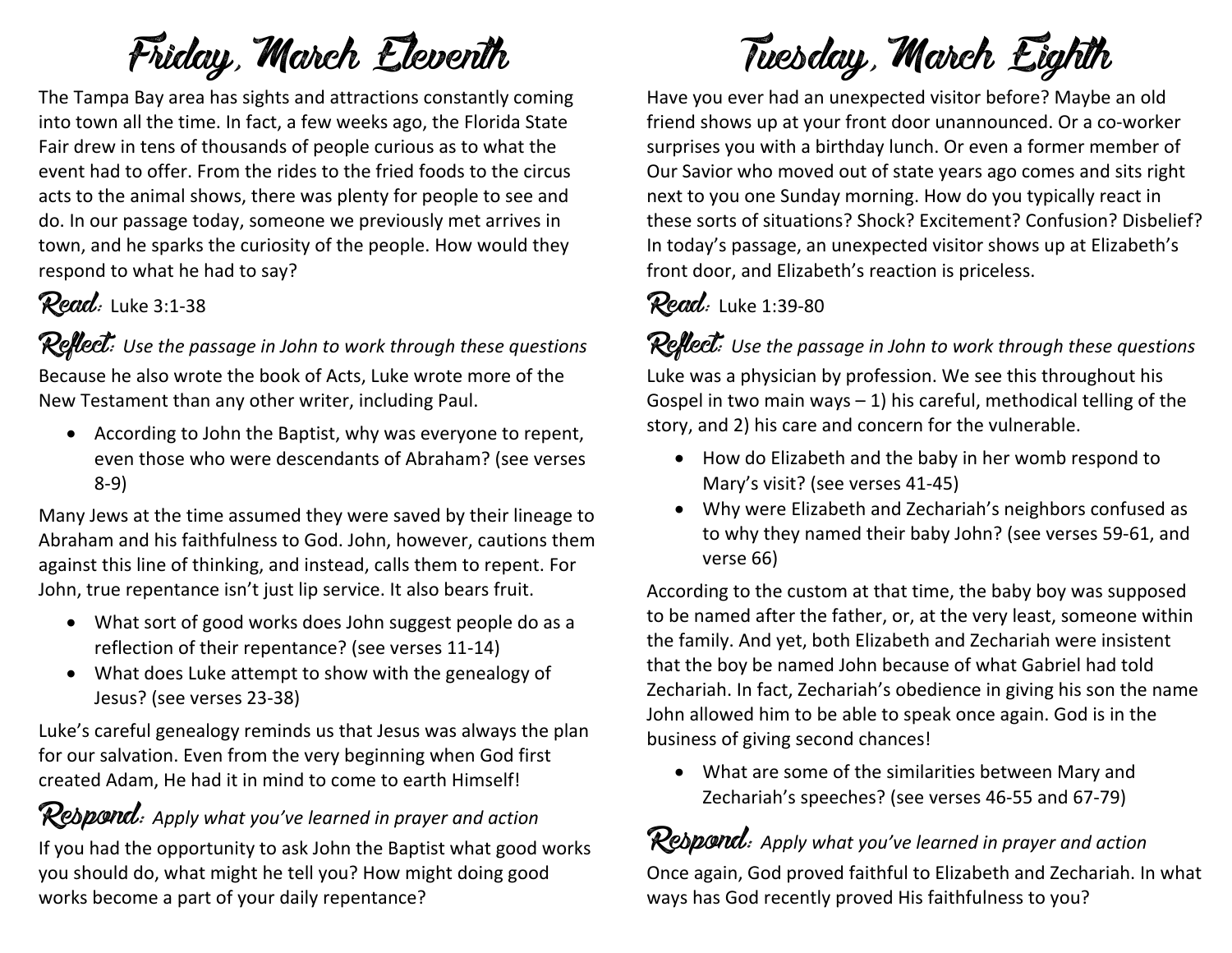# Friday, March Eleventh

The Tampa Bay area has sights and attractions constantly coming into town all the time. In fact, a few weeks ago, the Florida State Fair drew in tens of thousands of people curious as to what the event had to offer. From the rides to the fried foods to the circus acts to the animal shows, there was plenty for people to see and do. In our passage today, someone we previously met arrives in town, and he sparks the curiosity of the people. How would they respond to what he had to say?

**Read:** Luke 3:1-38

**Reflect:** *Use the passage in John to work through these questions*

Because he also wrote the book of Acts, Luke wrote more of the New Testament than any other writer, including Paul.

- According to John the Baptist, why was everyone to repent, even those who were descendants of Abraham? (see verses 8-9)

Many Jews at the time assumed they were saved by their lineage to Abraham and his faithfulness to God. John, however, cautions them against this line of thinking, and instead, calls them to repent. For John, true repentance isn't just lip service. It also bears fruit.

- What sort of good works does John suggest people do as a reflection of their repentance? (see verses 11-14)
- What does Luke attempt to show with the genealogy of Jesus? (see verses 23-38)

Luke's careful genealogy reminds us that Jesus was always the plan for our salvation. Even from the very beginning when God first created Adam, He had it in mind to come to earth Himself!

**Respond:** *Apply what you've learned in prayer and action*

If you had the opportunity to ask John the Baptist what good works you should do, what might he tell you? How might doing good works become a part of your daily repentance?

# Tuesday, March Eighth

Have you ever had an unexpected visitor before? Maybe an old friend shows up at your front door unannounced. Or a co-worker surprises you with a birthday lunch. Or even a former member of Our Savior who moved out of state years ago comes and sits right next to you one Sunday morning. How do you typically react in these sorts of situations? Shock? Excitement? Confusion? Disbelief? In today's passage, an unexpected visitor shows up at Elizabeth's front door, and Elizabeth's reaction is priceless.

**Read:** Luke 1:39-80

**Reflect:** *Use the passage in John to work through these questions*

Luke was a physician by profession. We see this throughout his Gospel in two main ways – 1) his careful, methodical telling of the story, and 2) his care and concern for the vulnerable.

- How do Elizabeth and the baby in her womb respond to Mary's visit? (see verses 41-45)
- Why were Elizabeth and Zechariah's neighbors confused as to why they named their baby John? (see verses 59-61, and verse 66)

According to the custom at that time, the baby boy was supposed to be named after the father, or, at the very least, someone within the family. And yet, both Elizabeth and Zechariah were insistent that the boy be named John because of what Gabriel had told Zechariah. In fact, Zechariah's obedience in giving his son the name John allowed him to be able to speak once again. God is in the business of giving second chances!

- What are some of the similarities between Mary and Zechariah's speeches? (see verses 46-55 and 67-79)

**Respond:** *Apply what you've learned in prayer and action*

Once again, God proved faithful to Elizabeth and Zechariah. In what ways has God recently proved His faithfulness to you?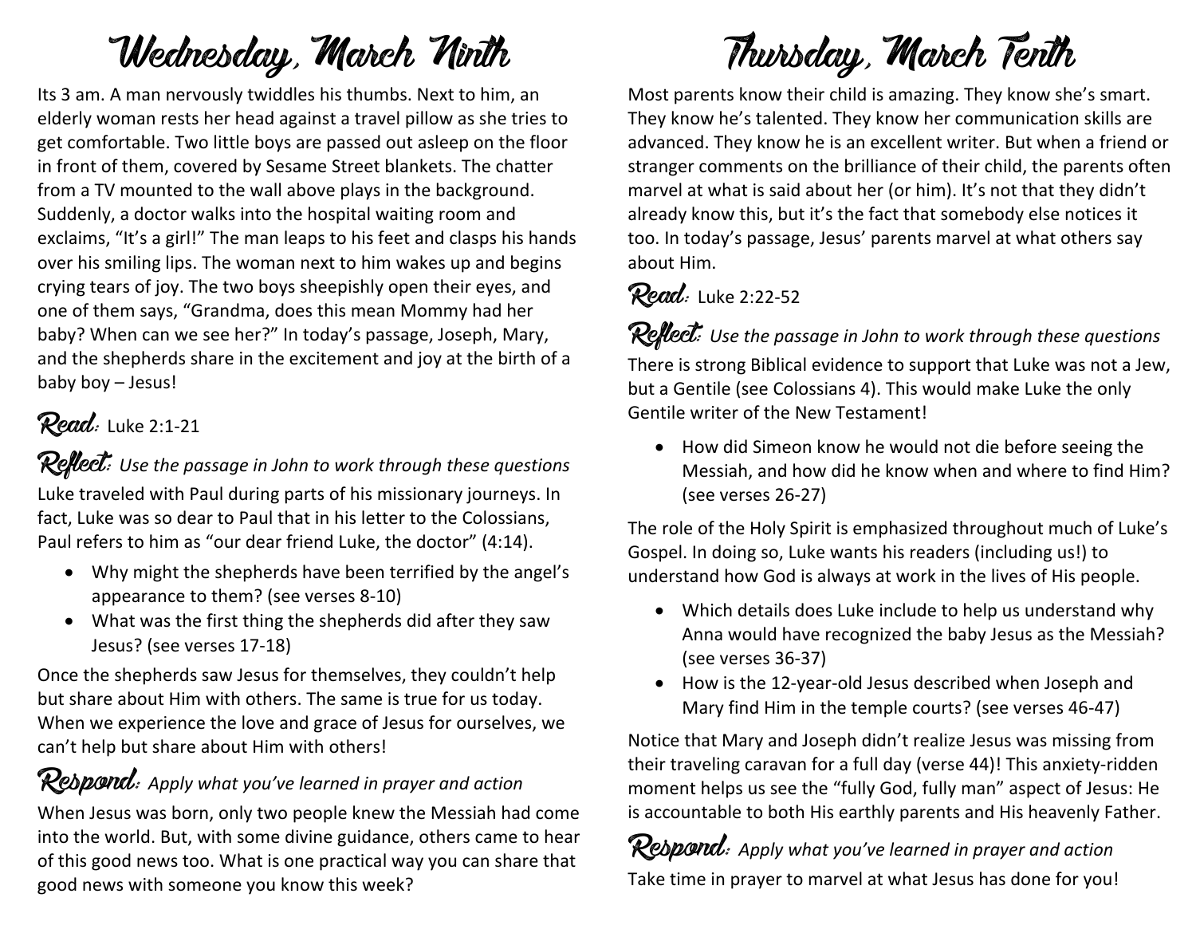# Wednesday, March Ninth

Its 3 am. A man nervously twiddles his thumbs. Next to him, an elderly woman rests her head against a travel pillow as she tries to get comfortable. Two little boys are passed out asleep on the floor in front of them, covered by Sesame Street blankets. The chatter from a TV mounted to the wall above plays in the background. Suddenly, a doctor walks into the hospital waiting room and exclaims, "It's a girl!" The man leaps to his feet and clasps his hands over his smiling lips. The woman next to him wakes up and begins crying tears of joy. The two boys sheepishly open their eyes, and one of them says, "Grandma, does this mean Mommy had her baby? When can we see her?" In today's passage, Joseph, Mary, and the shepherds share in the excitement and joy at the birth of a baby boy – Jesus!

**Read:** Luke 2:1-21

**Reflect:** *Use the passage in John to work through these questions*

Luke traveled with Paul during parts of his missionary journeys. In fact, Luke was so dear to Paul that in his letter to the Colossians, Paul refers to him as "our dear friend Luke, the doctor" (4:14).

- Why might the shepherds have been terrified by the angel's appearance to them? (see verses 8-10)
- What was the first thing the shepherds did after they saw Jesus? (see verses 17-18)

Once the shepherds saw Jesus for themselves, they couldn't help but share about Him with others. The same is true for us today. When we experience the love and grace of Jesus for ourselves, we can't help but share about Him with others!

**Respond:** *Apply what you've learned in prayer and action*

When Jesus was born, only two people knew the Messiah had come into the world. But, with some divine guidance, others came to hear of this good news too. What is one practical way you can share that good news with someone you know this week?

# Thursday, March Tenth

Most parents know their child is amazing. They know she's smart. They know he's talented. They know her communication skills are advanced. They know he is an excellent writer. But when a friend or stranger comments on the brilliance of their child, the parents often marvel at what is said about her (or him). It's not that they didn't already know this, but it's the fact that somebody else notices it too. In today's passage, Jesus' parents marvel at what others say about Him.

**Read:** Luke 2:22-52

**Reflect:** *Use the passage in John to work through these questions*

There is strong Biblical evidence to support that Luke was not a Jew, but a Gentile (see Colossians 4). This would make Luke the only Gentile writer of the New Testament!

- How did Simeon know he would not die before seeing the Messiah, and how did he know when and where to find Him? (see verses 26-27)

The role of the Holy Spirit is emphasized throughout much of Luke's Gospel. In doing so, Luke wants his readers (including us!) to understand how God is always at work in the lives of His people.

- Which details does Luke include to help us understand why Anna would have recognized the baby Jesus as the Messiah? (see verses 36-37)
- How is the 12-year-old Jesus described when Joseph and Mary find Him in the temple courts? (see verses 46-47)

Notice that Mary and Joseph didn't realize Jesus was missing from their traveling caravan for a full day (verse 44)! This anxiety-ridden moment helps us see the "fully God, fully man" aspect of Jesus: He is accountable to both His earthly parents and His heavenly Father.

**Respond:** *Apply what you've learned in prayer and action*

Take time in prayer to marvel at what Jesus has done for you!